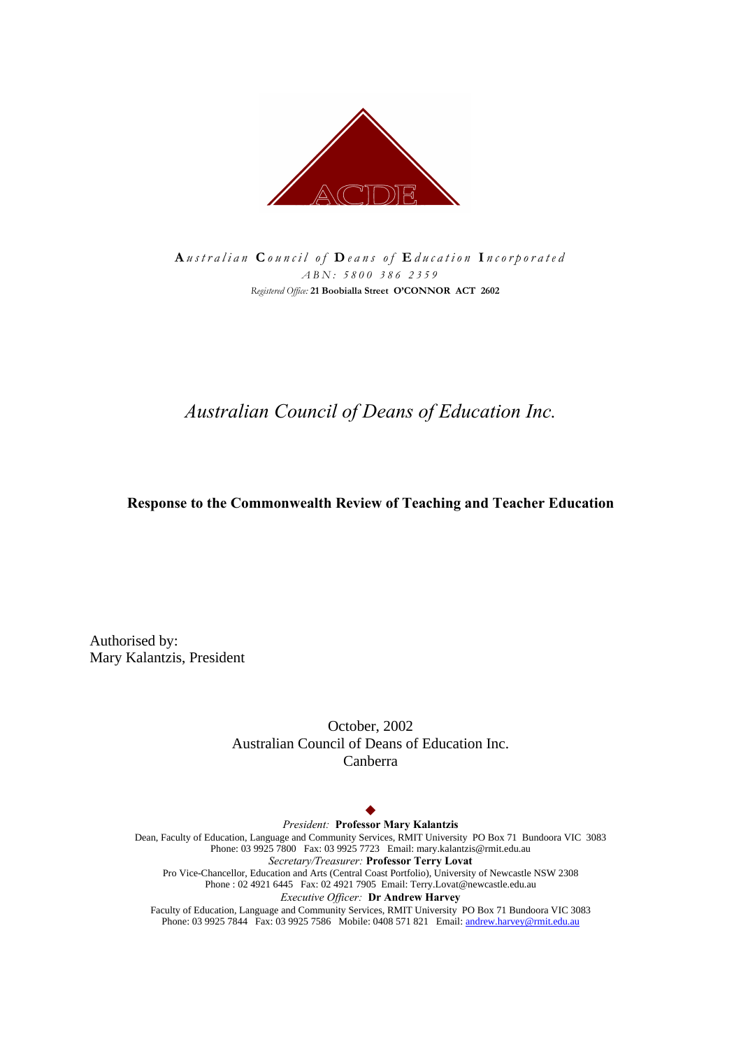**A***ustralian* **C***ouncil of* **D***eans of* **E***ducation* **I***ncorporated*

*ABN: 5800 386 2359*

*Registered Office:* **21 Boobialla Street O'CONNOR ACT 2602**

# *Australian Council of Deans of Education Inc.*

## Response to the Commonwealth Review of Teaching and Teacher Education

Authorised by:
Mary Kalantzis, President

October, 2002
Australian Council of Deans of Education Inc.
Canberra

◆

*President:* **Professor Mary Kalantzis**
Dean, Faculty of Education, Language and Community Services, RMIT University PO Box 71 Bundoora VIC 3083
Phone: 03 9925 7800 Fax: 03 9925 7723 Email: mary.kalantzis@rmit.edu.au

*Secretary/Treasurer:* **Professor Terry Lovat**
Pro Vice-Chancellor, Education and Arts (Central Coast Portfolio), University of Newcastle NSW 2308
Phone : 02 4921 6445 Fax: 02 4921 7905 Email: Terry.Lovat@newcastle.edu.au

*Executive Officer:* **Dr Andrew Harvey**
Faculty of Education, Language and Community Services, RMIT University PO Box 71 Bundoora VIC 3083
Phone: 03 9925 7844 Fax: 03 9925 7586 Mobile: 0408 571 821 Email: andrew.harvey@rmit.edu.au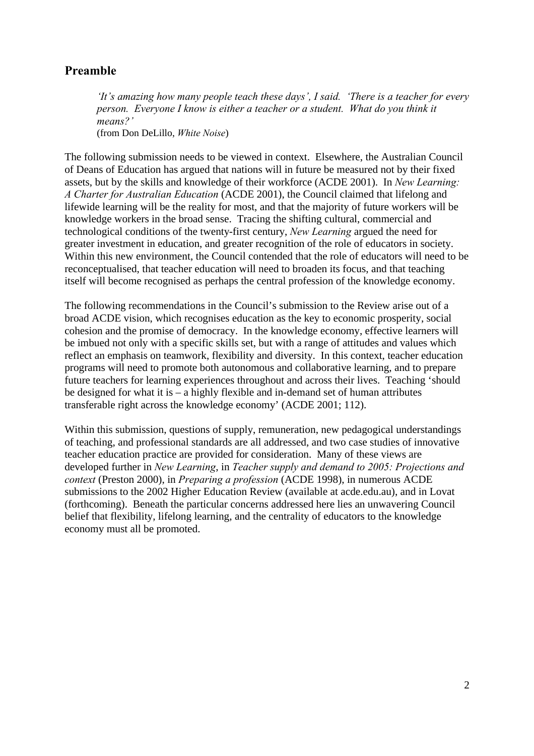## Preamble

> *'It's amazing how many people teach these days', I said. 'There is a teacher for every person. Everyone I know is either a teacher or a student. What do you think it means?'*
> (from Don DeLillo, *White Noise*)

The following submission needs to be viewed in context. Elsewhere, the Australian Council of Deans of Education has argued that nations will in future be measured not by their fixed assets, but by the skills and knowledge of their workforce (ACDE 2001). In *New Learning: A Charter for Australian Education* (ACDE 2001), the Council claimed that lifelong and lifewide learning will be the reality for most, and that the majority of future workers will be knowledge workers in the broad sense. Tracing the shifting cultural, commercial and technological conditions of the twenty-first century, *New Learning* argued the need for greater investment in education, and greater recognition of the role of educators in society. Within this new environment, the Council contended that the role of educators will need to be reconceptualised, that teacher education will need to broaden its focus, and that teaching itself will become recognised as perhaps the central profession of the knowledge economy.

The following recommendations in the Council's submission to the Review arise out of a broad ACDE vision, which recognises education as the key to economic prosperity, social cohesion and the promise of democracy. In the knowledge economy, effective learners will be imbued not only with a specific skills set, but with a range of attitudes and values which reflect an emphasis on teamwork, flexibility and diversity. In this context, teacher education programs will need to promote both autonomous and collaborative learning, and to prepare future teachers for learning experiences throughout and across their lives. Teaching 'should be designed for what it is – a highly flexible and in-demand set of human attributes transferable right across the knowledge economy' (ACDE 2001; 112).

Within this submission, questions of supply, remuneration, new pedagogical understandings of teaching, and professional standards are all addressed, and two case studies of innovative teacher education practice are provided for consideration. Many of these views are developed further in *New Learning*, in *Teacher supply and demand to 2005: Projections and context* (Preston 2000), in *Preparing a profession* (ACDE 1998), in numerous ACDE submissions to the 2002 Higher Education Review (available at acde.edu.au), and in Lovat (forthcoming). Beneath the particular concerns addressed here lies an unwavering Council belief that flexibility, lifelong learning, and the centrality of educators to the knowledge economy must all be promoted.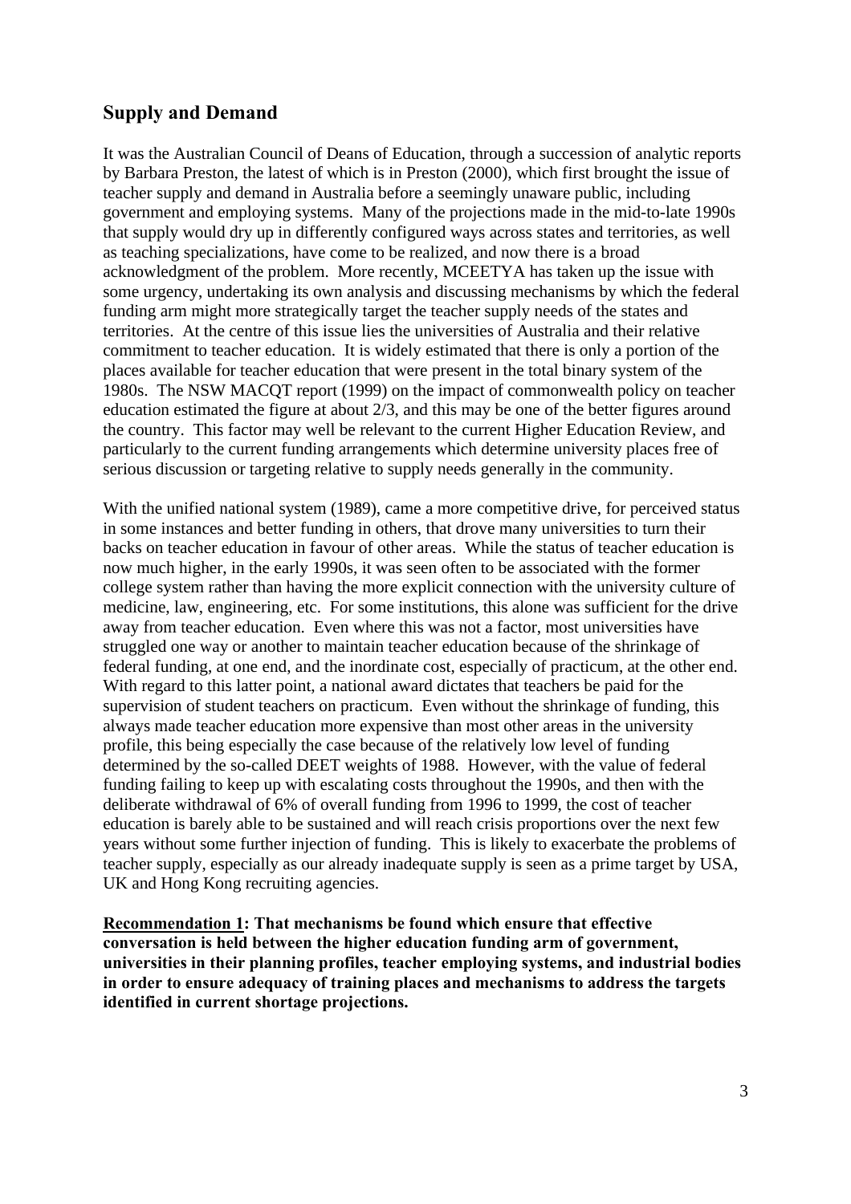## Supply and Demand

It was the Australian Council of Deans of Education, through a succession of analytic reports by Barbara Preston, the latest of which is in Preston (2000), which first brought the issue of teacher supply and demand in Australia before a seemingly unaware public, including government and employing systems. Many of the projections made in the mid-to-late 1990s that supply would dry up in differently configured ways across states and territories, as well as teaching specializations, have come to be realized, and now there is a broad acknowledgment of the problem. More recently, MCEETYA has taken up the issue with some urgency, undertaking its own analysis and discussing mechanisms by which the federal funding arm might more strategically target the teacher supply needs of the states and territories. At the centre of this issue lies the universities of Australia and their relative commitment to teacher education. It is widely estimated that there is only a portion of the places available for teacher education that were present in the total binary system of the 1980s. The NSW MACQT report (1999) on the impact of commonwealth policy on teacher education estimated the figure at about 2/3, and this may be one of the better figures around the country. This factor may well be relevant to the current Higher Education Review, and particularly to the current funding arrangements which determine university places free of serious discussion or targeting relative to supply needs generally in the community.

With the unified national system (1989), came a more competitive drive, for perceived status in some instances and better funding in others, that drove many universities to turn their backs on teacher education in favour of other areas. While the status of teacher education is now much higher, in the early 1990s, it was seen often to be associated with the former college system rather than having the more explicit connection with the university culture of medicine, law, engineering, etc. For some institutions, this alone was sufficient for the drive away from teacher education. Even where this was not a factor, most universities have struggled one way or another to maintain teacher education because of the shrinkage of federal funding, at one end, and the inordinate cost, especially of practicum, at the other end. With regard to this latter point, a national award dictates that teachers be paid for the supervision of student teachers on practicum. Even without the shrinkage of funding, this always made teacher education more expensive than most other areas in the university profile, this being especially the case because of the relatively low level of funding determined by the so-called DEET weights of 1988. However, with the value of federal funding failing to keep up with escalating costs throughout the 1990s, and then with the deliberate withdrawal of 6% of overall funding from 1996 to 1999, the cost of teacher education is barely able to be sustained and will reach crisis proportions over the next few years without some further injection of funding. This is likely to exacerbate the problems of teacher supply, especially as our already inadequate supply is seen as a prime target by USA, UK and Hong Kong recruiting agencies.

**<u>Recommendation 1</u>: That mechanisms be found which ensure that effective conversation is held between the higher education funding arm of government, universities in their planning profiles, teacher employing systems, and industrial bodies in order to ensure adequacy of training places and mechanisms to address the targets identified in current shortage projections.**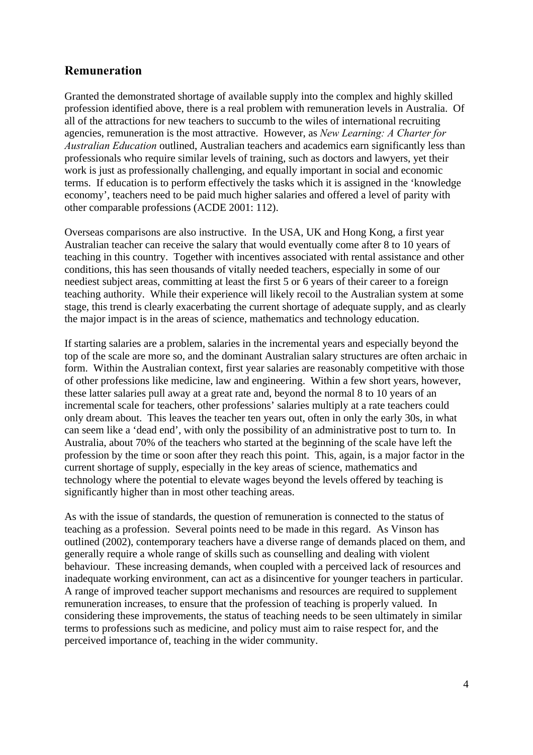## Remuneration

Granted the demonstrated shortage of available supply into the complex and highly skilled profession identified above, there is a real problem with remuneration levels in Australia. Of all of the attractions for new teachers to succumb to the wiles of international recruiting agencies, remuneration is the most attractive. However, as *New Learning: A Charter for Australian Education* outlined, Australian teachers and academics earn significantly less than professionals who require similar levels of training, such as doctors and lawyers, yet their work is just as professionally challenging, and equally important in social and economic terms. If education is to perform effectively the tasks which it is assigned in the 'knowledge economy', teachers need to be paid much higher salaries and offered a level of parity with other comparable professions (ACDE 2001: 112).

Overseas comparisons are also instructive. In the USA, UK and Hong Kong, a first year Australian teacher can receive the salary that would eventually come after 8 to 10 years of teaching in this country. Together with incentives associated with rental assistance and other conditions, this has seen thousands of vitally needed teachers, especially in some of our neediest subject areas, committing at least the first 5 or 6 years of their career to a foreign teaching authority. While their experience will likely recoil to the Australian system at some stage, this trend is clearly exacerbating the current shortage of adequate supply, and as clearly the major impact is in the areas of science, mathematics and technology education.

If starting salaries are a problem, salaries in the incremental years and especially beyond the top of the scale are more so, and the dominant Australian salary structures are often archaic in form. Within the Australian context, first year salaries are reasonably competitive with those of other professions like medicine, law and engineering. Within a few short years, however, these latter salaries pull away at a great rate and, beyond the normal 8 to 10 years of an incremental scale for teachers, other professions' salaries multiply at a rate teachers could only dream about. This leaves the teacher ten years out, often in only the early 30s, in what can seem like a 'dead end', with only the possibility of an administrative post to turn to. In Australia, about 70% of the teachers who started at the beginning of the scale have left the profession by the time or soon after they reach this point. This, again, is a major factor in the current shortage of supply, especially in the key areas of science, mathematics and technology where the potential to elevate wages beyond the levels offered by teaching is significantly higher than in most other teaching areas.

As with the issue of standards, the question of remuneration is connected to the status of teaching as a profession. Several points need to be made in this regard. As Vinson has outlined (2002), contemporary teachers have a diverse range of demands placed on them, and generally require a whole range of skills such as counselling and dealing with violent behaviour. These increasing demands, when coupled with a perceived lack of resources and inadequate working environment, can act as a disincentive for younger teachers in particular. A range of improved teacher support mechanisms and resources are required to supplement remuneration increases, to ensure that the profession of teaching is properly valued. In considering these improvements, the status of teaching needs to be seen ultimately in similar terms to professions such as medicine, and policy must aim to raise respect for, and the perceived importance of, teaching in the wider community.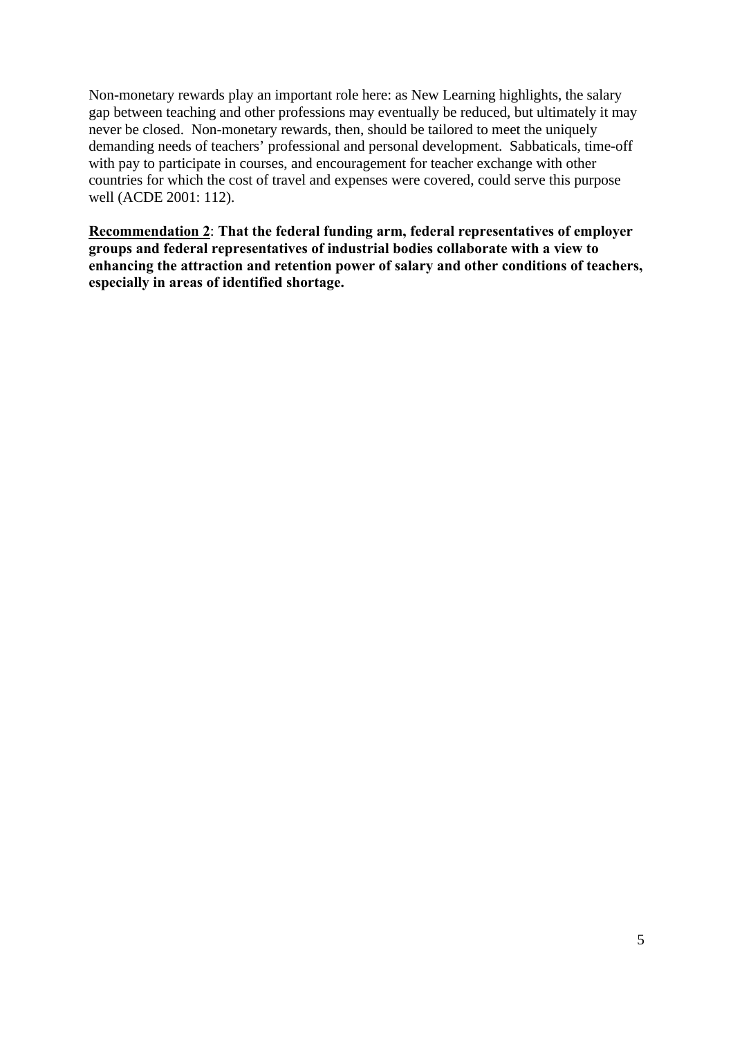Non-monetary rewards play an important role here: as New Learning highlights, the salary gap between teaching and other professions may eventually be reduced, but ultimately it may never be closed. Non-monetary rewards, then, should be tailored to meet the uniquely demanding needs of teachers' professional and personal development. Sabbaticals, time-off with pay to participate in courses, and encouragement for teacher exchange with other countries for which the cost of travel and expenses were covered, could serve this purpose well (ACDE 2001: 112).

**Recommendation 2**: **That the federal funding arm, federal representatives of employer groups and federal representatives of industrial bodies collaborate with a view to enhancing the attraction and retention power of salary and other conditions of teachers, especially in areas of identified shortage.**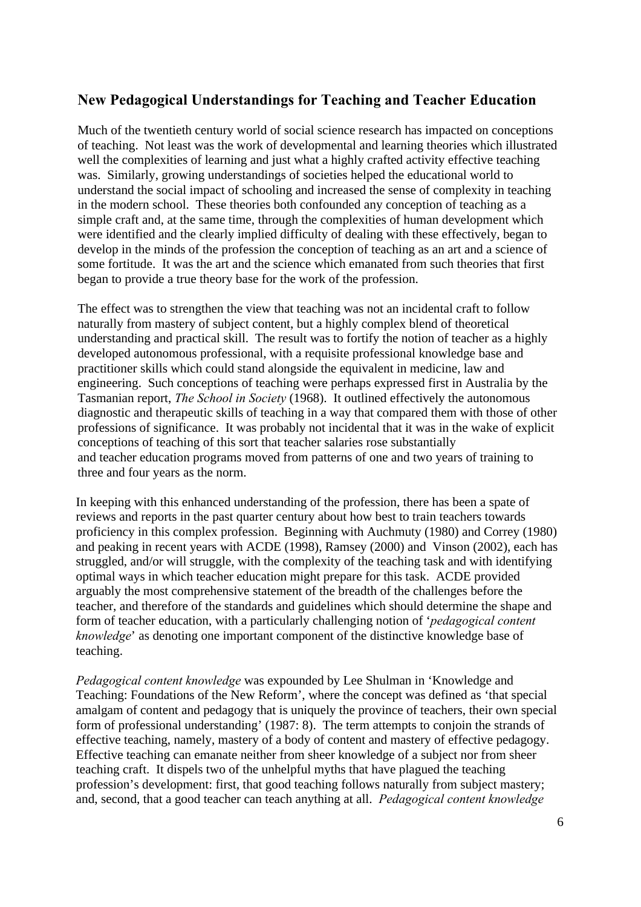## New Pedagogical Understandings for Teaching and Teacher Education

Much of the twentieth century world of social science research has impacted on conceptions of teaching. Not least was the work of developmental and learning theories which illustrated well the complexities of learning and just what a highly crafted activity effective teaching was. Similarly, growing understandings of societies helped the educational world to understand the social impact of schooling and increased the sense of complexity in teaching in the modern school. These theories both confounded any conception of teaching as a simple craft and, at the same time, through the complexities of human development which were identified and the clearly implied difficulty of dealing with these effectively, began to develop in the minds of the profession the conception of teaching as an art and a science of some fortitude. It was the art and the science which emanated from such theories that first began to provide a true theory base for the work of the profession.

The effect was to strengthen the view that teaching was not an incidental craft to follow naturally from mastery of subject content, but a highly complex blend of theoretical understanding and practical skill. The result was to fortify the notion of teacher as a highly developed autonomous professional, with a requisite professional knowledge base and practitioner skills which could stand alongside the equivalent in medicine, law and engineering. Such conceptions of teaching were perhaps expressed first in Australia by the Tasmanian report, *The School in Society* (1968). It outlined effectively the autonomous diagnostic and therapeutic skills of teaching in a way that compared them with those of other professions of significance. It was probably not incidental that it was in the wake of explicit conceptions of teaching of this sort that teacher salaries rose substantially and teacher education programs moved from patterns of one and two years of training to three and four years as the norm.

In keeping with this enhanced understanding of the profession, there has been a spate of reviews and reports in the past quarter century about how best to train teachers towards proficiency in this complex profession. Beginning with Auchmuty (1980) and Correy (1980) and peaking in recent years with ACDE (1998), Ramsey (2000) and Vinson (2002), each has struggled, and/or will struggle, with the complexity of the teaching task and with identifying optimal ways in which teacher education might prepare for this task. ACDE provided arguably the most comprehensive statement of the breadth of the challenges before the teacher, and therefore of the standards and guidelines which should determine the shape and form of teacher education, with a particularly challenging notion of '*pedagogical content knowledge*' as denoting one important component of the distinctive knowledge base of teaching.

*Pedagogical content knowledge* was expounded by Lee Shulman in 'Knowledge and Teaching: Foundations of the New Reform', where the concept was defined as 'that special amalgam of content and pedagogy that is uniquely the province of teachers, their own special form of professional understanding' (1987: 8). The term attempts to conjoin the strands of effective teaching, namely, mastery of a body of content and mastery of effective pedagogy. Effective teaching can emanate neither from sheer knowledge of a subject nor from sheer teaching craft. It dispels two of the unhelpful myths that have plagued the teaching profession's development: first, that good teaching follows naturally from subject mastery; and, second, that a good teacher can teach anything at all. *Pedagogical content knowledge*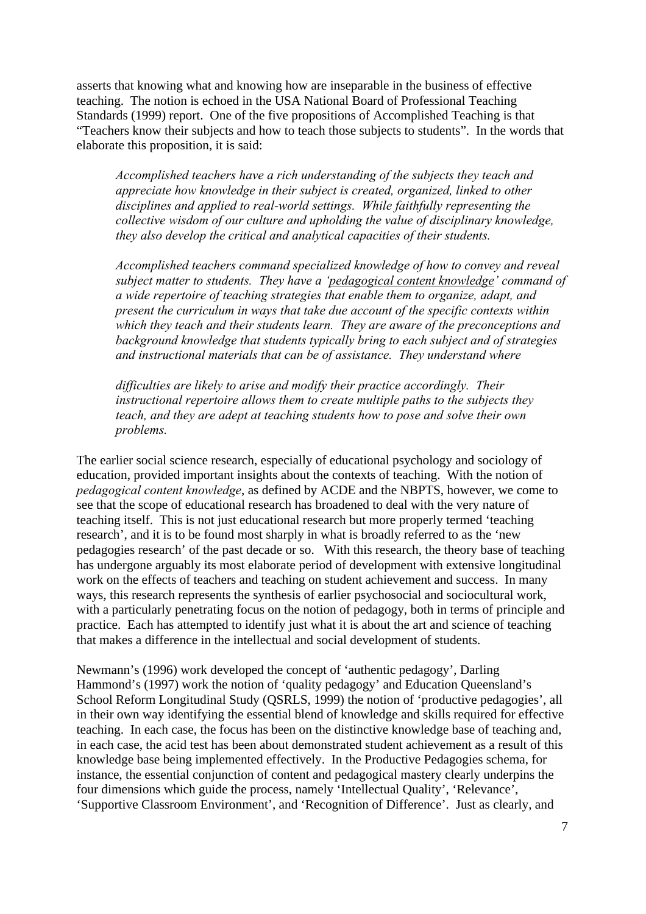asserts that knowing what and knowing how are inseparable in the business of effective teaching. The notion is echoed in the USA National Board of Professional Teaching Standards (1999) report. One of the five propositions of Accomplished Teaching is that "Teachers know their subjects and how to teach those subjects to students". In the words that elaborate this proposition, it is said:

> *Accomplished teachers have a rich understanding of the subjects they teach and appreciate how knowledge in their subject is created, organized, linked to other disciplines and applied to real-world settings. While faithfully representing the collective wisdom of our culture and upholding the value of disciplinary knowledge, they also develop the critical and analytical capacities of their students.*
>
> *Accomplished teachers command specialized knowledge of how to convey and reveal subject matter to students. They have a 'pedagogical content knowledge' command of a wide repertoire of teaching strategies that enable them to organize, adapt, and present the curriculum in ways that take due account of the specific contexts within which they teach and their students learn. They are aware of the preconceptions and background knowledge that students typically bring to each subject and of strategies and instructional materials that can be of assistance. They understand where difficulties are likely to arise and modify their practice accordingly. Their instructional repertoire allows them to create multiple paths to the subjects they teach, and they are adept at teaching students how to pose and solve their own problems.*

The earlier social science research, especially of educational psychology and sociology of education, provided important insights about the contexts of teaching. With the notion of *pedagogical content knowledge*, as defined by ACDE and the NBPTS, however, we come to see that the scope of educational research has broadened to deal with the very nature of teaching itself. This is not just educational research but more properly termed 'teaching research', and it is to be found most sharply in what is broadly referred to as the 'new pedagogies research' of the past decade or so. With this research, the theory base of teaching has undergone arguably its most elaborate period of development with extensive longitudinal work on the effects of teachers and teaching on student achievement and success. In many ways, this research represents the synthesis of earlier psychosocial and sociocultural work, with a particularly penetrating focus on the notion of pedagogy, both in terms of principle and practice. Each has attempted to identify just what it is about the art and science of teaching that makes a difference in the intellectual and social development of students.

Newmann's (1996) work developed the concept of 'authentic pedagogy', Darling Hammond's (1997) work the notion of 'quality pedagogy' and Education Queensland's School Reform Longitudinal Study (QSRLS, 1999) the notion of 'productive pedagogies', all in their own way identifying the essential blend of knowledge and skills required for effective teaching. In each case, the focus has been on the distinctive knowledge base of teaching and, in each case, the acid test has been about demonstrated student achievement as a result of this knowledge base being implemented effectively. In the Productive Pedagogies schema, for instance, the essential conjunction of content and pedagogical mastery clearly underpins the four dimensions which guide the process, namely 'Intellectual Quality', 'Relevance', 'Supportive Classroom Environment', and 'Recognition of Difference'. Just as clearly, and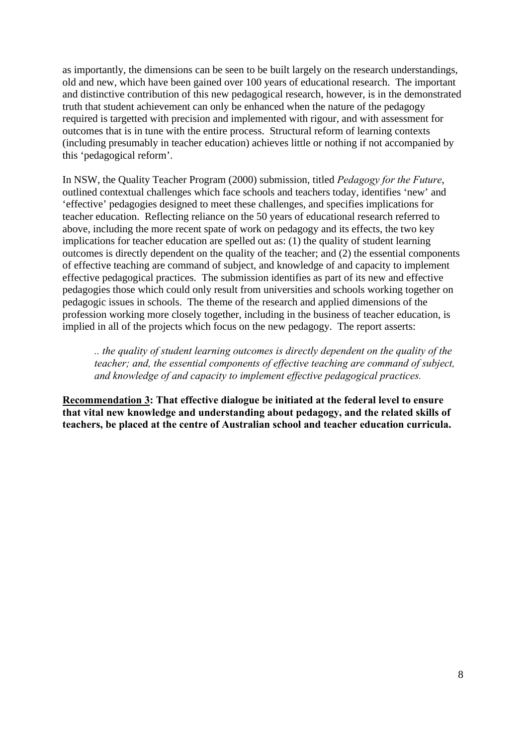as importantly, the dimensions can be seen to be built largely on the research understandings, old and new, which have been gained over 100 years of educational research. The important and distinctive contribution of this new pedagogical research, however, is in the demonstrated truth that student achievement can only be enhanced when the nature of the pedagogy required is targetted with precision and implemented with rigour, and with assessment for outcomes that is in tune with the entire process. Structural reform of learning contexts (including presumably in teacher education) achieves little or nothing if not accompanied by this 'pedagogical reform'.

In NSW, the Quality Teacher Program (2000) submission, titled *Pedagogy for the Future*, outlined contextual challenges which face schools and teachers today, identifies 'new' and 'effective' pedagogies designed to meet these challenges, and specifies implications for teacher education. Reflecting reliance on the 50 years of educational research referred to above, including the more recent spate of work on pedagogy and its effects, the two key implications for teacher education are spelled out as: (1) the quality of student learning outcomes is directly dependent on the quality of the teacher; and (2) the essential components of effective teaching are command of subject, and knowledge of and capacity to implement effective pedagogical practices. The submission identifies as part of its new and effective pedagogies those which could only result from universities and schools working together on pedagogic issues in schools. The theme of the research and applied dimensions of the profession working more closely together, including in the business of teacher education, is implied in all of the projects which focus on the new pedagogy. The report asserts:

> *.. the quality of student learning outcomes is directly dependent on the quality of the teacher; and, the essential components of effective teaching are command of subject, and knowledge of and capacity to implement effective pedagogical practices.*

**<u>Recommendation 3</u>: That effective dialogue be initiated at the federal level to ensure that vital new knowledge and understanding about pedagogy, and the related skills of teachers, be placed at the centre of Australian school and teacher education curricula.**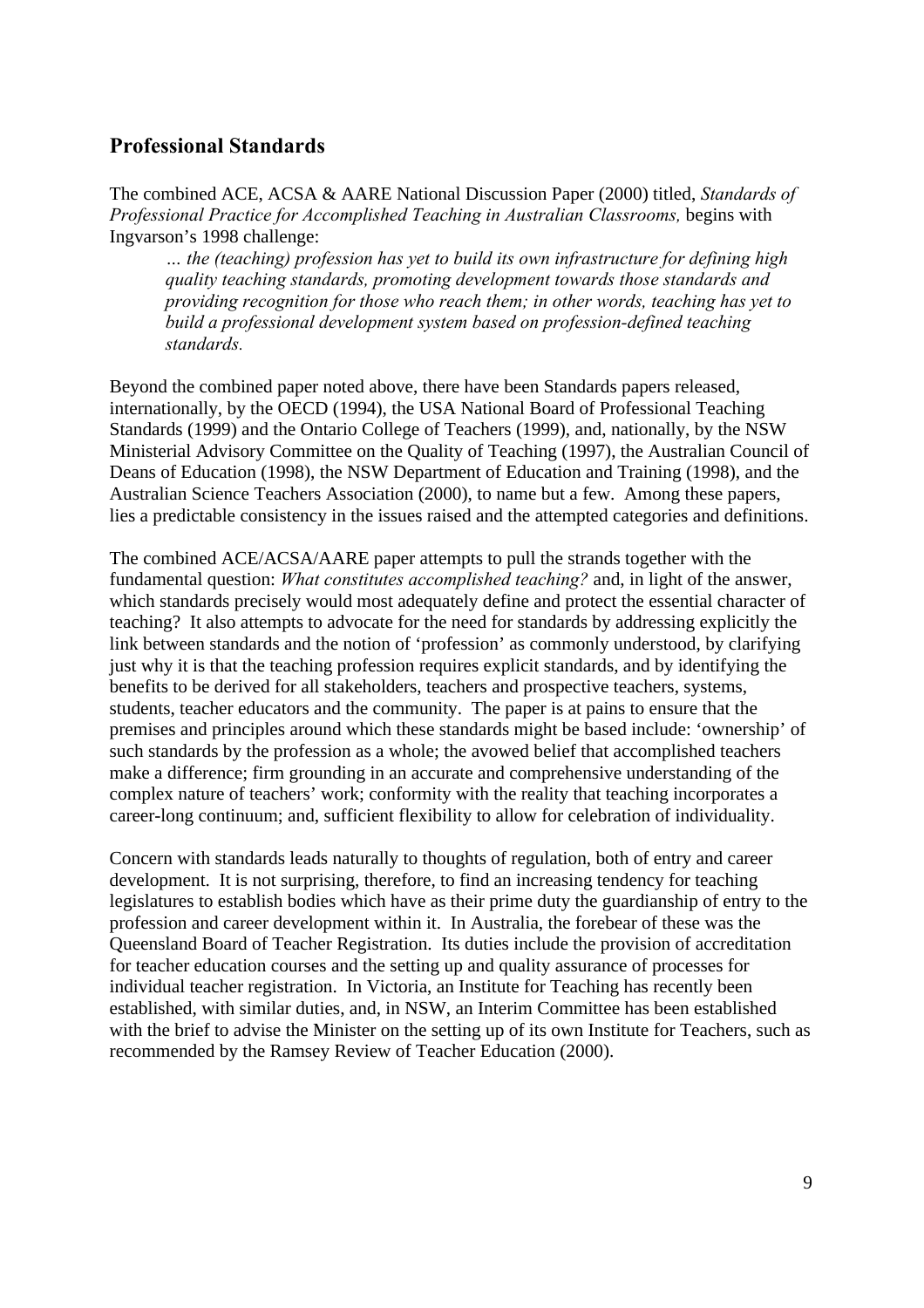## Professional Standards

The combined ACE, ACSA & AARE National Discussion Paper (2000) titled, *Standards of Professional Practice for Accomplished Teaching in Australian Classrooms,* begins with Ingvarson's 1998 challenge:

> *… the (teaching) profession has yet to build its own infrastructure for defining high quality teaching standards, promoting development towards those standards and providing recognition for those who reach them; in other words, teaching has yet to build a professional development system based on profession-defined teaching standards.*

Beyond the combined paper noted above, there have been Standards papers released, internationally, by the OECD (1994), the USA National Board of Professional Teaching Standards (1999) and the Ontario College of Teachers (1999), and, nationally, by the NSW Ministerial Advisory Committee on the Quality of Teaching (1997), the Australian Council of Deans of Education (1998), the NSW Department of Education and Training (1998), and the Australian Science Teachers Association (2000), to name but a few. Among these papers, lies a predictable consistency in the issues raised and the attempted categories and definitions.

The combined ACE/ACSA/AARE paper attempts to pull the strands together with the fundamental question: *What constitutes accomplished teaching?* and, in light of the answer, which standards precisely would most adequately define and protect the essential character of teaching? It also attempts to advocate for the need for standards by addressing explicitly the link between standards and the notion of 'profession' as commonly understood, by clarifying just why it is that the teaching profession requires explicit standards, and by identifying the benefits to be derived for all stakeholders, teachers and prospective teachers, systems, students, teacher educators and the community. The paper is at pains to ensure that the premises and principles around which these standards might be based include: 'ownership' of such standards by the profession as a whole; the avowed belief that accomplished teachers make a difference; firm grounding in an accurate and comprehensive understanding of the complex nature of teachers' work; conformity with the reality that teaching incorporates a career-long continuum; and, sufficient flexibility to allow for celebration of individuality.

Concern with standards leads naturally to thoughts of regulation, both of entry and career development. It is not surprising, therefore, to find an increasing tendency for teaching legislatures to establish bodies which have as their prime duty the guardianship of entry to the profession and career development within it. In Australia, the forebear of these was the Queensland Board of Teacher Registration. Its duties include the provision of accreditation for teacher education courses and the setting up and quality assurance of processes for individual teacher registration. In Victoria, an Institute for Teaching has recently been established, with similar duties, and, in NSW, an Interim Committee has been established with the brief to advise the Minister on the setting up of its own Institute for Teachers, such as recommended by the Ramsey Review of Teacher Education (2000).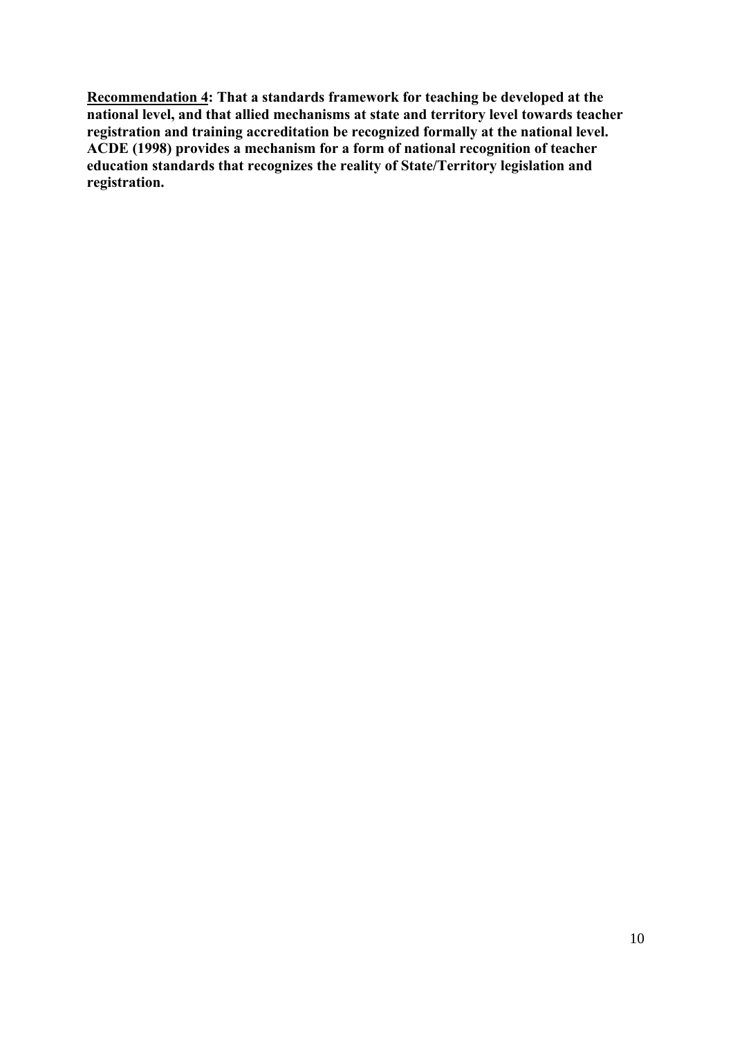**<u>Recommendation 4</u>: That a standards framework for teaching be developed at the national level, and that allied mechanisms at state and territory level towards teacher registration and training accreditation be recognized formally at the national level. ACDE (1998) provides a mechanism for a form of national recognition of teacher education standards that recognizes the reality of State/Territory legislation and registration.**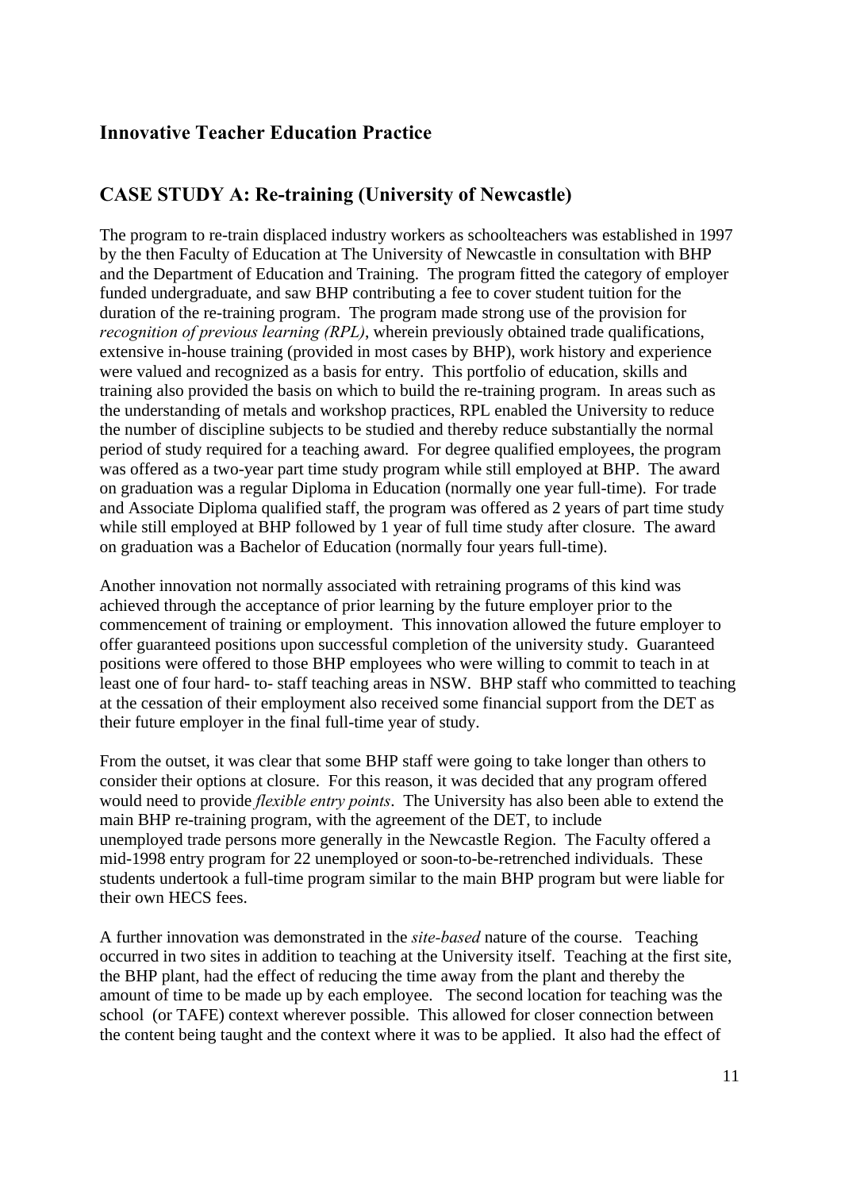## Innovative Teacher Education Practice

## CASE STUDY A: Re-training (University of Newcastle)

The program to re-train displaced industry workers as schoolteachers was established in 1997 by the then Faculty of Education at The University of Newcastle in consultation with BHP and the Department of Education and Training. The program fitted the category of employer funded undergraduate, and saw BHP contributing a fee to cover student tuition for the duration of the re-training program. The program made strong use of the provision for *recognition of previous learning (RPL)*, wherein previously obtained trade qualifications, extensive in-house training (provided in most cases by BHP), work history and experience were valued and recognized as a basis for entry. This portfolio of education, skills and training also provided the basis on which to build the re-training program. In areas such as the understanding of metals and workshop practices, RPL enabled the University to reduce the number of discipline subjects to be studied and thereby reduce substantially the normal period of study required for a teaching award. For degree qualified employees, the program was offered as a two-year part time study program while still employed at BHP. The award on graduation was a regular Diploma in Education (normally one year full-time). For trade and Associate Diploma qualified staff, the program was offered as 2 years of part time study while still employed at BHP followed by 1 year of full time study after closure. The award on graduation was a Bachelor of Education (normally four years full-time).

Another innovation not normally associated with retraining programs of this kind was achieved through the acceptance of prior learning by the future employer prior to the commencement of training or employment. This innovation allowed the future employer to offer guaranteed positions upon successful completion of the university study. Guaranteed positions were offered to those BHP employees who were willing to commit to teach in at least one of four hard- to- staff teaching areas in NSW. BHP staff who committed to teaching at the cessation of their employment also received some financial support from the DET as their future employer in the final full-time year of study.

From the outset, it was clear that some BHP staff were going to take longer than others to consider their options at closure. For this reason, it was decided that any program offered would need to provide *flexible entry points*. The University has also been able to extend the main BHP re-training program, with the agreement of the DET, to include unemployed trade persons more generally in the Newcastle Region. The Faculty offered a mid-1998 entry program for 22 unemployed or soon-to-be-retrenched individuals. These students undertook a full-time program similar to the main BHP program but were liable for their own HECS fees.

A further innovation was demonstrated in the *site-based* nature of the course. Teaching occurred in two sites in addition to teaching at the University itself. Teaching at the first site, the BHP plant, had the effect of reducing the time away from the plant and thereby the amount of time to be made up by each employee. The second location for teaching was the school (or TAFE) context wherever possible. This allowed for closer connection between the content being taught and the context where it was to be applied. It also had the effect of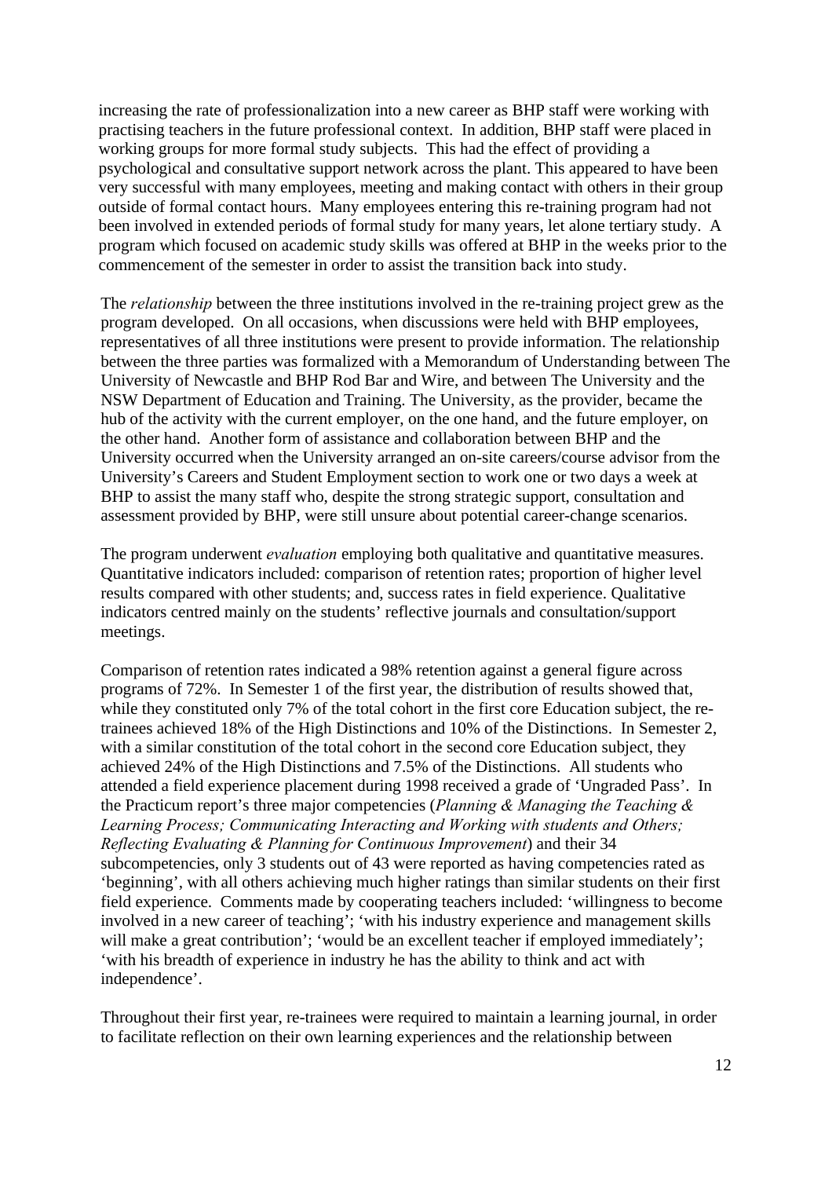increasing the rate of professionalization into a new career as BHP staff were working with practising teachers in the future professional context. In addition, BHP staff were placed in working groups for more formal study subjects. This had the effect of providing a psychological and consultative support network across the plant. This appeared to have been very successful with many employees, meeting and making contact with others in their group outside of formal contact hours. Many employees entering this re-training program had not been involved in extended periods of formal study for many years, let alone tertiary study. A program which focused on academic study skills was offered at BHP in the weeks prior to the commencement of the semester in order to assist the transition back into study.

The *relationship* between the three institutions involved in the re-training project grew as the program developed. On all occasions, when discussions were held with BHP employees, representatives of all three institutions were present to provide information. The relationship between the three parties was formalized with a Memorandum of Understanding between The University of Newcastle and BHP Rod Bar and Wire, and between The University and the NSW Department of Education and Training. The University, as the provider, became the hub of the activity with the current employer, on the one hand, and the future employer, on the other hand. Another form of assistance and collaboration between BHP and the University occurred when the University arranged an on-site careers/course advisor from the University's Careers and Student Employment section to work one or two days a week at BHP to assist the many staff who, despite the strong strategic support, consultation and assessment provided by BHP, were still unsure about potential career-change scenarios.

The program underwent *evaluation* employing both qualitative and quantitative measures. Quantitative indicators included: comparison of retention rates; proportion of higher level results compared with other students; and, success rates in field experience. Qualitative indicators centred mainly on the students' reflective journals and consultation/support meetings.

Comparison of retention rates indicated a 98% retention against a general figure across programs of 72%. In Semester 1 of the first year, the distribution of results showed that, while they constituted only 7% of the total cohort in the first core Education subject, the re-trainees achieved 18% of the High Distinctions and 10% of the Distinctions. In Semester 2, with a similar constitution of the total cohort in the second core Education subject, they achieved 24% of the High Distinctions and 7.5% of the Distinctions. All students who attended a field experience placement during 1998 received a grade of 'Ungraded Pass'. In the Practicum report's three major competencies (*Planning & Managing the Teaching & Learning Process; Communicating Interacting and Working with students and Others; Reflecting Evaluating & Planning for Continuous Improvement*) and their 34 subcompetencies, only 3 students out of 43 were reported as having competencies rated as 'beginning', with all others achieving much higher ratings than similar students on their first field experience. Comments made by cooperating teachers included: 'willingness to become involved in a new career of teaching'; 'with his industry experience and management skills will make a great contribution'; 'would be an excellent teacher if employed immediately'; 'with his breadth of experience in industry he has the ability to think and act with independence'.

Throughout their first year, re-trainees were required to maintain a learning journal, in order to facilitate reflection on their own learning experiences and the relationship between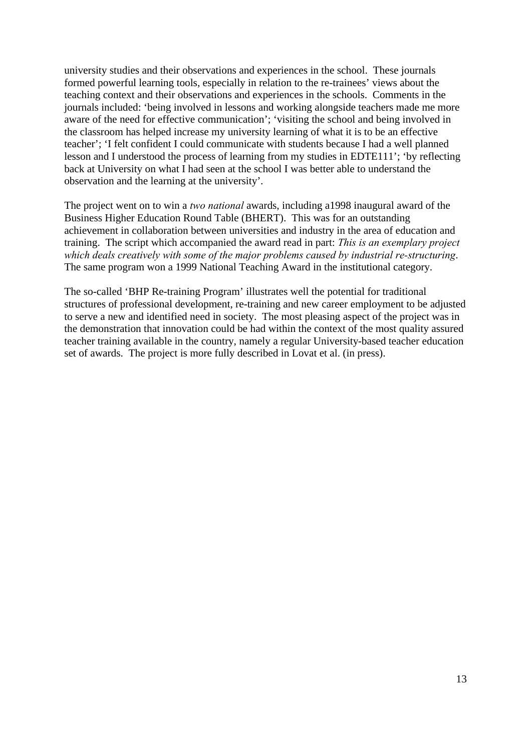university studies and their observations and experiences in the school. These journals formed powerful learning tools, especially in relation to the re-trainees' views about the teaching context and their observations and experiences in the schools. Comments in the journals included: 'being involved in lessons and working alongside teachers made me more aware of the need for effective communication'; 'visiting the school and being involved in the classroom has helped increase my university learning of what it is to be an effective teacher'; 'I felt confident I could communicate with students because I had a well planned lesson and I understood the process of learning from my studies in EDTE111'; 'by reflecting back at University on what I had seen at the school I was better able to understand the observation and the learning at the university'.

The project went on to win a *two national* awards, including a1998 inaugural award of the Business Higher Education Round Table (BHERT). This was for an outstanding achievement in collaboration between universities and industry in the area of education and training. The script which accompanied the award read in part: *This is an exemplary project which deals creatively with some of the major problems caused by industrial re-structuring*. The same program won a 1999 National Teaching Award in the institutional category.

The so-called 'BHP Re-training Program' illustrates well the potential for traditional structures of professional development, re-training and new career employment to be adjusted to serve a new and identified need in society. The most pleasing aspect of the project was in the demonstration that innovation could be had within the context of the most quality assured teacher training available in the country, namely a regular University-based teacher education set of awards. The project is more fully described in Lovat et al. (in press).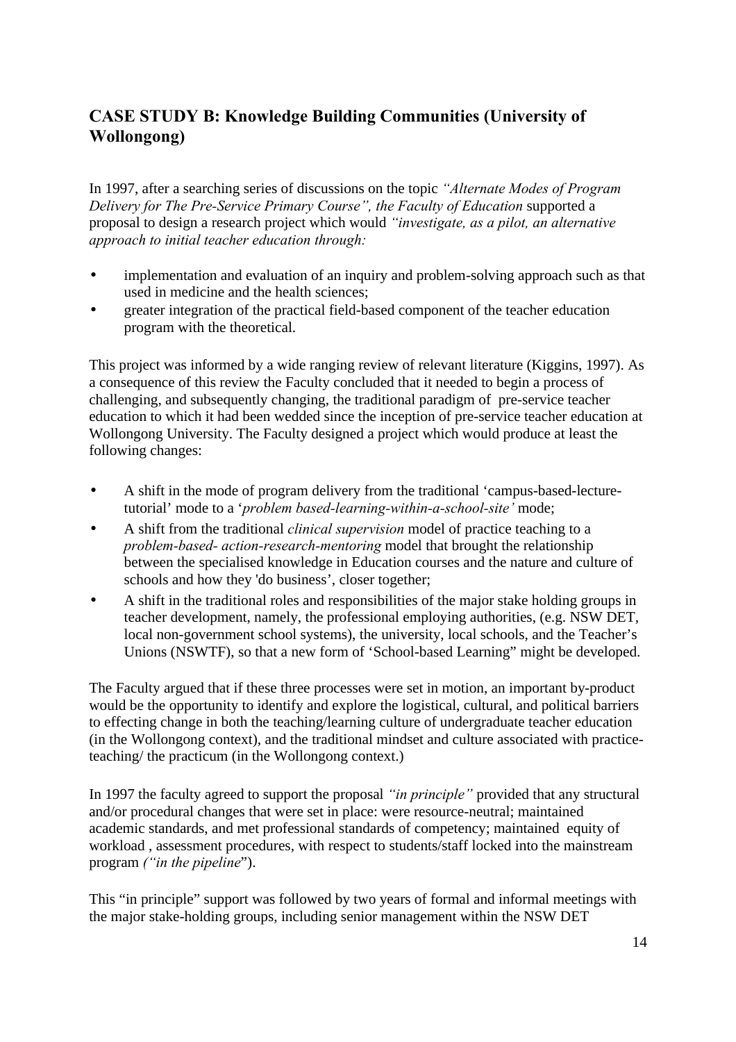## CASE STUDY B: Knowledge Building Communities (University of Wollongong)

In 1997, after a searching series of discussions on the topic *"Alternate Modes of Program Delivery for The Pre-Service Primary Course", the Faculty of Education* supported a proposal to design a research project which would *"investigate, as a pilot, an alternative approach to initial teacher education through:*

- implementation and evaluation of an inquiry and problem-solving approach such as that used in medicine and the health sciences;
- greater integration of the practical field-based component of the teacher education program with the theoretical.

This project was informed by a wide ranging review of relevant literature (Kiggins, 1997). As a consequence of this review the Faculty concluded that it needed to begin a process of challenging, and subsequently changing, the traditional paradigm of pre-service teacher education to which it had been wedded since the inception of pre-service teacher education at Wollongong University. The Faculty designed a project which would produce at least the following changes:

- A shift in the mode of program delivery from the traditional 'campus-based-lecture-tutorial' mode to a '*problem based-learning-within-a-school-site'* mode;
- A shift from the traditional *clinical supervision* model of practice teaching to a *problem-based- action-research-mentoring* model that brought the relationship between the specialised knowledge in Education courses and the nature and culture of schools and how they 'do business', closer together;
- A shift in the traditional roles and responsibilities of the major stake holding groups in teacher development, namely, the professional employing authorities, (e.g. NSW DET, local non-government school systems), the university, local schools, and the Teacher's Unions (NSWTF), so that a new form of 'School-based Learning" might be developed.

The Faculty argued that if these three processes were set in motion, an important by-product would be the opportunity to identify and explore the logistical, cultural, and political barriers to effecting change in both the teaching/learning culture of undergraduate teacher education (in the Wollongong context), and the traditional mindset and culture associated with practice-teaching/ the practicum (in the Wollongong context.)

In 1997 the faculty agreed to support the proposal *"in principle"* provided that any structural and/or procedural changes that were set in place: were resource-neutral; maintained academic standards, and met professional standards of competency; maintained equity of workload , assessment procedures, with respect to students/staff locked into the mainstream program *("in the pipeline*").

This "in principle" support was followed by two years of formal and informal meetings with the major stake-holding groups, including senior management within the NSW DET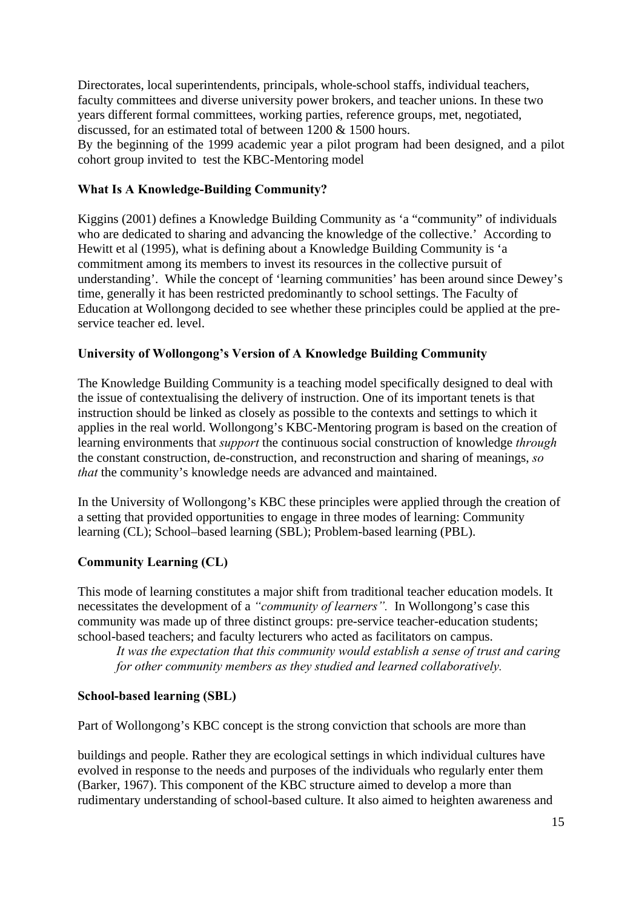Directorates, local superintendents, principals, whole-school staffs, individual teachers, faculty committees and diverse university power brokers, and teacher unions. In these two years different formal committees, working parties, reference groups, met, negotiated, discussed, for an estimated total of between 1200 & 1500 hours.

By the beginning of the 1999 academic year a pilot program had been designed, and a pilot cohort group invited to test the KBC-Mentoring model

**What Is A Knowledge-Building Community?**

Kiggins (2001) defines a Knowledge Building Community as 'a "community" of individuals who are dedicated to sharing and advancing the knowledge of the collective.' According to Hewitt et al (1995), what is defining about a Knowledge Building Community is 'a commitment among its members to invest its resources in the collective pursuit of understanding'. While the concept of 'learning communities' has been around since Dewey's time, generally it has been restricted predominantly to school settings. The Faculty of Education at Wollongong decided to see whether these principles could be applied at the pre-service teacher ed. level.

**University of Wollongong's Version of A Knowledge Building Community**

The Knowledge Building Community is a teaching model specifically designed to deal with the issue of contextualising the delivery of instruction. One of its important tenets is that instruction should be linked as closely as possible to the contexts and settings to which it applies in the real world. Wollongong's KBC-Mentoring program is based on the creation of learning environments that *support* the continuous social construction of knowledge *through* the constant construction, de-construction, and reconstruction and sharing of meanings, *so that* the community's knowledge needs are advanced and maintained.

In the University of Wollongong's KBC these principles were applied through the creation of a setting that provided opportunities to engage in three modes of learning: Community learning (CL); School–based learning (SBL); Problem-based learning (PBL).

**Community Learning (CL)**

This mode of learning constitutes a major shift from traditional teacher education models. It necessitates the development of a *"community of learners".* In Wollongong's case this community was made up of three distinct groups: pre-service teacher-education students; school-based teachers; and faculty lecturers who acted as facilitators on campus.

> *It was the expectation that this community would establish a sense of trust and caring for other community members as they studied and learned collaboratively.*

**School-based learning (SBL)**

Part of Wollongong's KBC concept is the strong conviction that schools are more than buildings and people. Rather they are ecological settings in which individual cultures have evolved in response to the needs and purposes of the individuals who regularly enter them (Barker, 1967). This component of the KBC structure aimed to develop a more than rudimentary understanding of school-based culture. It also aimed to heighten awareness and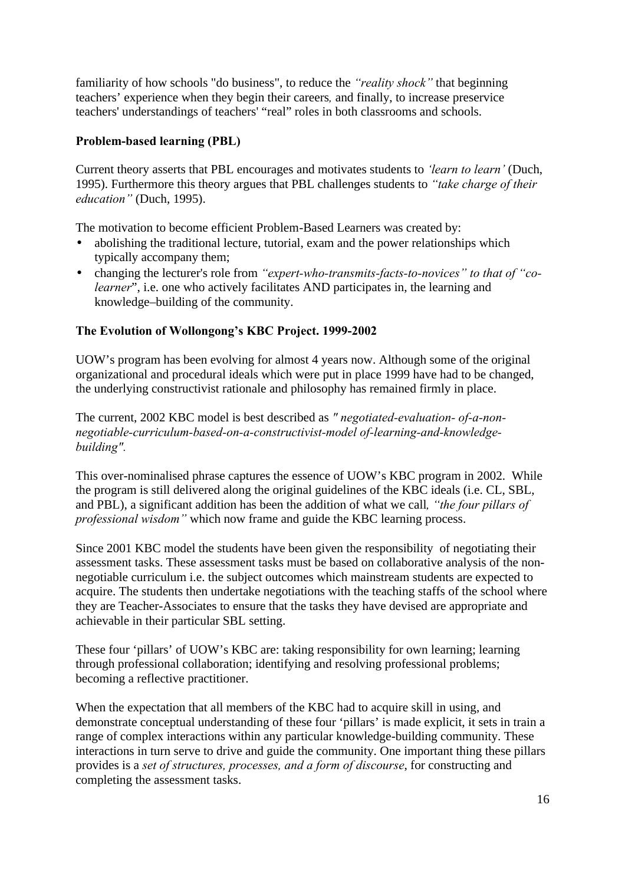familiarity of how schools "do business", to reduce the *"reality shock"* that beginning teachers' experience when they begin their careers*,* and finally, to increase preservice teachers' understandings of teachers' "real" roles in both classrooms and schools.

### Problem-based learning (PBL)

Current theory asserts that PBL encourages and motivates students to *'learn to learn'* (Duch, 1995). Furthermore this theory argues that PBL challenges students to *"take charge of their education"* (Duch, 1995).

The motivation to become efficient Problem-Based Learners was created by:

- abolishing the traditional lecture, tutorial, exam and the power relationships which typically accompany them;
- changing the lecturer's role from *"expert-who-transmits-facts-to-novices" to that of "co-learner*", i.e. one who actively facilitates AND participates in, the learning and knowledge–building of the community.

### The Evolution of Wollongong's KBC Project. 1999-2002

UOW's program has been evolving for almost 4 years now. Although some of the original organizational and procedural ideals which were put in place 1999 have had to be changed, the underlying constructivist rationale and philosophy has remained firmly in place.

The current, 2002 KBC model is best described as *" negotiated-evaluation- of-a-non-negotiable-curriculum-based-on-a-constructivist-model of-learning-and-knowledge-building".*

This over-nominalised phrase captures the essence of UOW's KBC program in 2002. While the program is still delivered along the original guidelines of the KBC ideals (i.e. CL, SBL, and PBL), a significant addition has been the addition of what we call*, "the four pillars of professional wisdom"* which now frame and guide the KBC learning process.

Since 2001 KBC model the students have been given the responsibility of negotiating their assessment tasks. These assessment tasks must be based on collaborative analysis of the non-negotiable curriculum i.e. the subject outcomes which mainstream students are expected to acquire. The students then undertake negotiations with the teaching staffs of the school where they are Teacher-Associates to ensure that the tasks they have devised are appropriate and achievable in their particular SBL setting.

These four 'pillars' of UOW's KBC are: taking responsibility for own learning; learning through professional collaboration; identifying and resolving professional problems; becoming a reflective practitioner.

When the expectation that all members of the KBC had to acquire skill in using, and demonstrate conceptual understanding of these four 'pillars' is made explicit, it sets in train a range of complex interactions within any particular knowledge-building community. These interactions in turn serve to drive and guide the community. One important thing these pillars provides is a *set of structures, processes, and a form of discourse*, for constructing and completing the assessment tasks.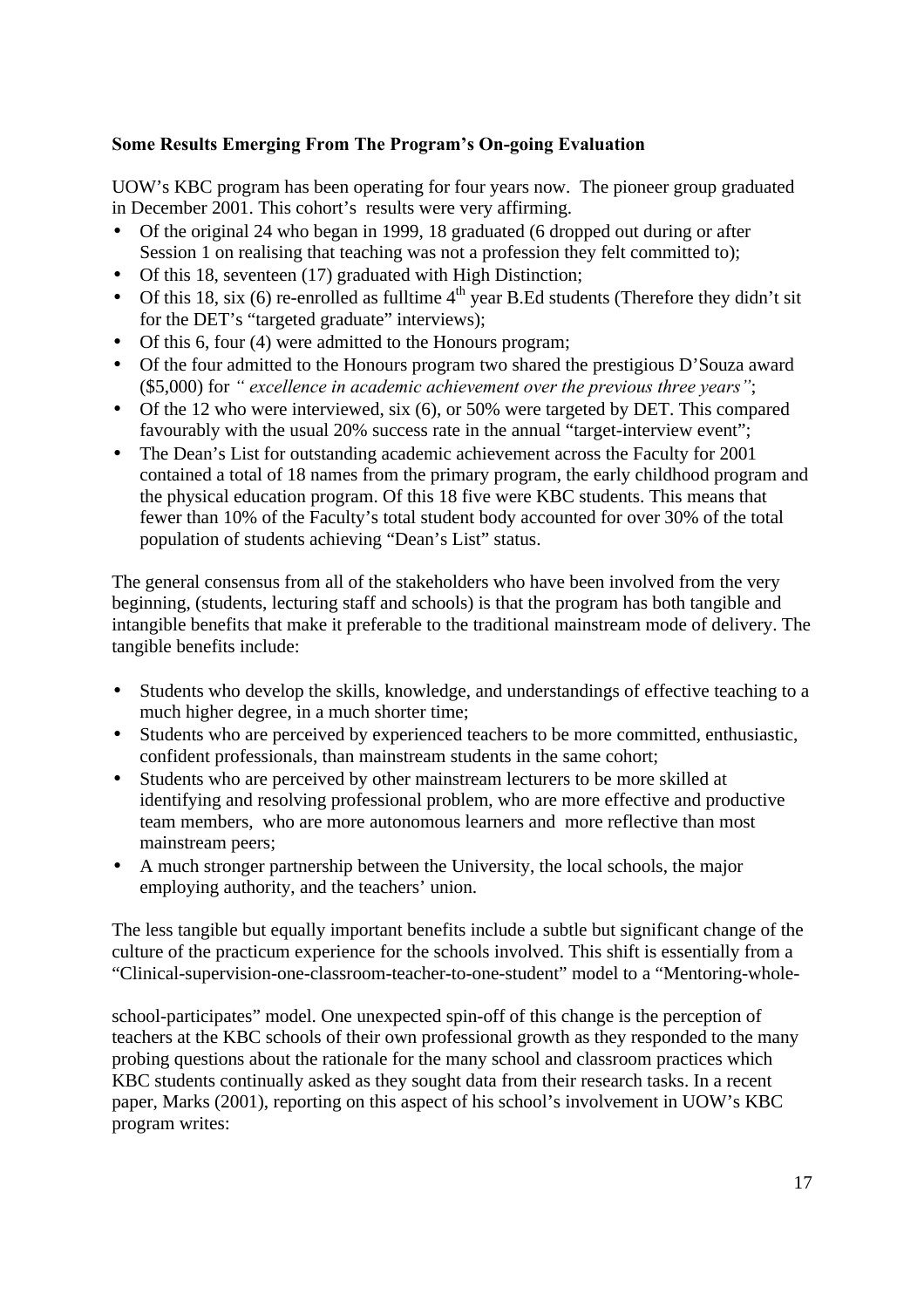**Some Results Emerging From The Program's On-going Evaluation**

UOW's KBC program has been operating for four years now. The pioneer group graduated in December 2001. This cohort's results were very affirming.

- Of the original 24 who began in 1999, 18 graduated (6 dropped out during or after Session 1 on realising that teaching was not a profession they felt committed to);
- Of this 18, seventeen (17) graduated with High Distinction;
- Of this 18, six (6) re-enrolled as fulltime 4th year B.Ed students (Therefore they didn't sit for the DET's "targeted graduate" interviews);
- Of this 6, four (4) were admitted to the Honours program;
- Of the four admitted to the Honours program two shared the prestigious D'Souza award ($5,000) for *" excellence in academic achievement over the previous three years"*;
- Of the 12 who were interviewed, six (6), or 50% were targeted by DET. This compared favourably with the usual 20% success rate in the annual "target-interview event";
- The Dean's List for outstanding academic achievement across the Faculty for 2001 contained a total of 18 names from the primary program, the early childhood program and the physical education program. Of this 18 five were KBC students. This means that fewer than 10% of the Faculty's total student body accounted for over 30% of the total population of students achieving "Dean's List" status.

The general consensus from all of the stakeholders who have been involved from the very beginning, (students, lecturing staff and schools) is that the program has both tangible and intangible benefits that make it preferable to the traditional mainstream mode of delivery. The tangible benefits include:

- Students who develop the skills, knowledge, and understandings of effective teaching to a much higher degree, in a much shorter time;
- Students who are perceived by experienced teachers to be more committed, enthusiastic, confident professionals, than mainstream students in the same cohort;
- Students who are perceived by other mainstream lecturers to be more skilled at identifying and resolving professional problem, who are more effective and productive team members, who are more autonomous learners and more reflective than most mainstream peers;
- A much stronger partnership between the University, the local schools, the major employing authority, and the teachers' union.

The less tangible but equally important benefits include a subtle but significant change of the culture of the practicum experience for the schools involved. This shift is essentially from a "Clinical-supervision-one-classroom-teacher-to-one-student" model to a "Mentoring-whole-school-participates" model. One unexpected spin-off of this change is the perception of teachers at the KBC schools of their own professional growth as they responded to the many probing questions about the rationale for the many school and classroom practices which KBC students continually asked as they sought data from their research tasks. In a recent paper, Marks (2001), reporting on this aspect of his school's involvement in UOW's KBC program writes: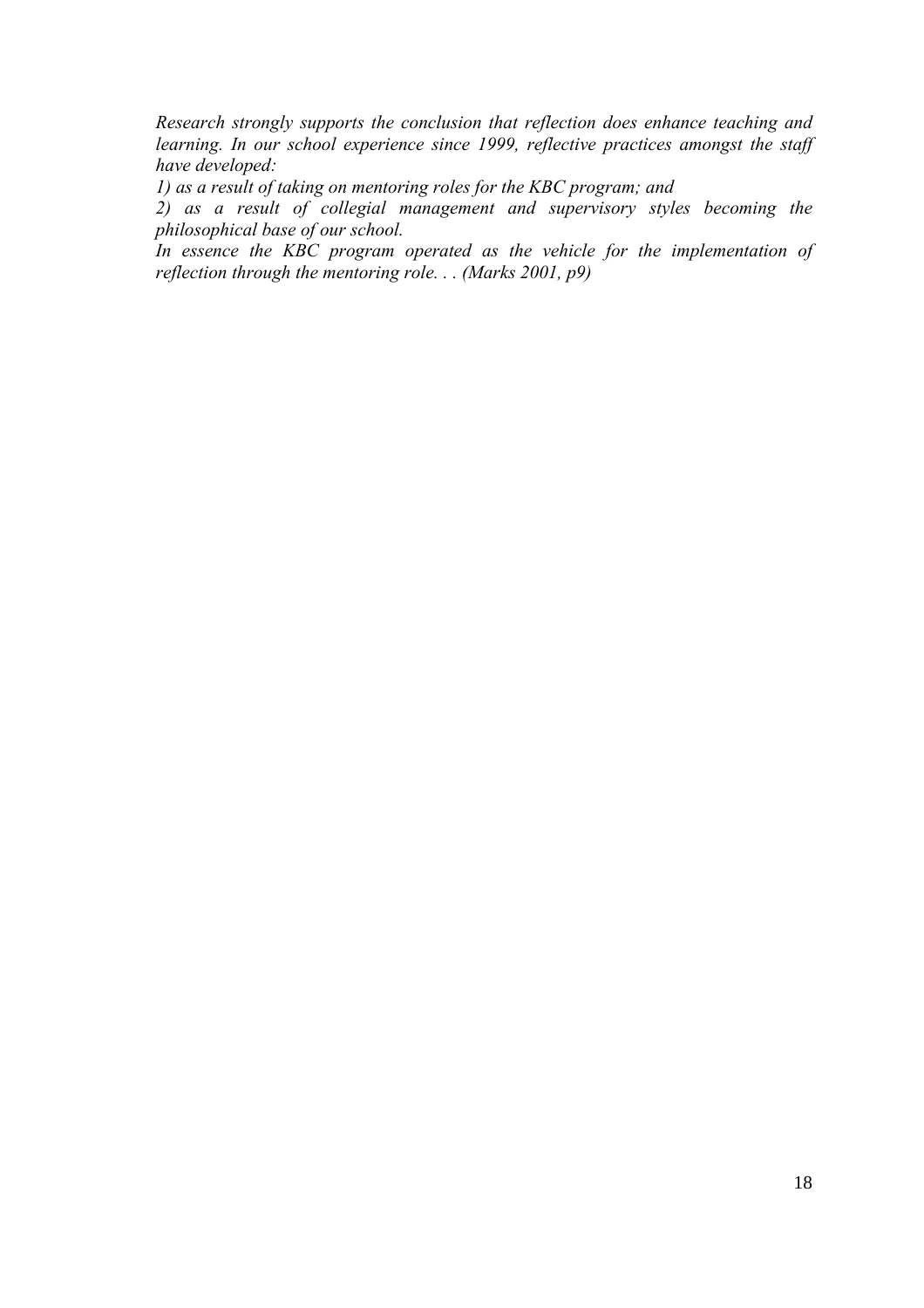*Research strongly supports the conclusion that reflection does enhance teaching and learning. In our school experience since 1999, reflective practices amongst the staff have developed:*

*1) as a result of taking on mentoring roles for the KBC program; and*

*2) as a result of collegial management and supervisory styles becoming the philosophical base of our school.*

*In essence the KBC program operated as the vehicle for the implementation of reflection through the mentoring role. . . (Marks 2001, p9)*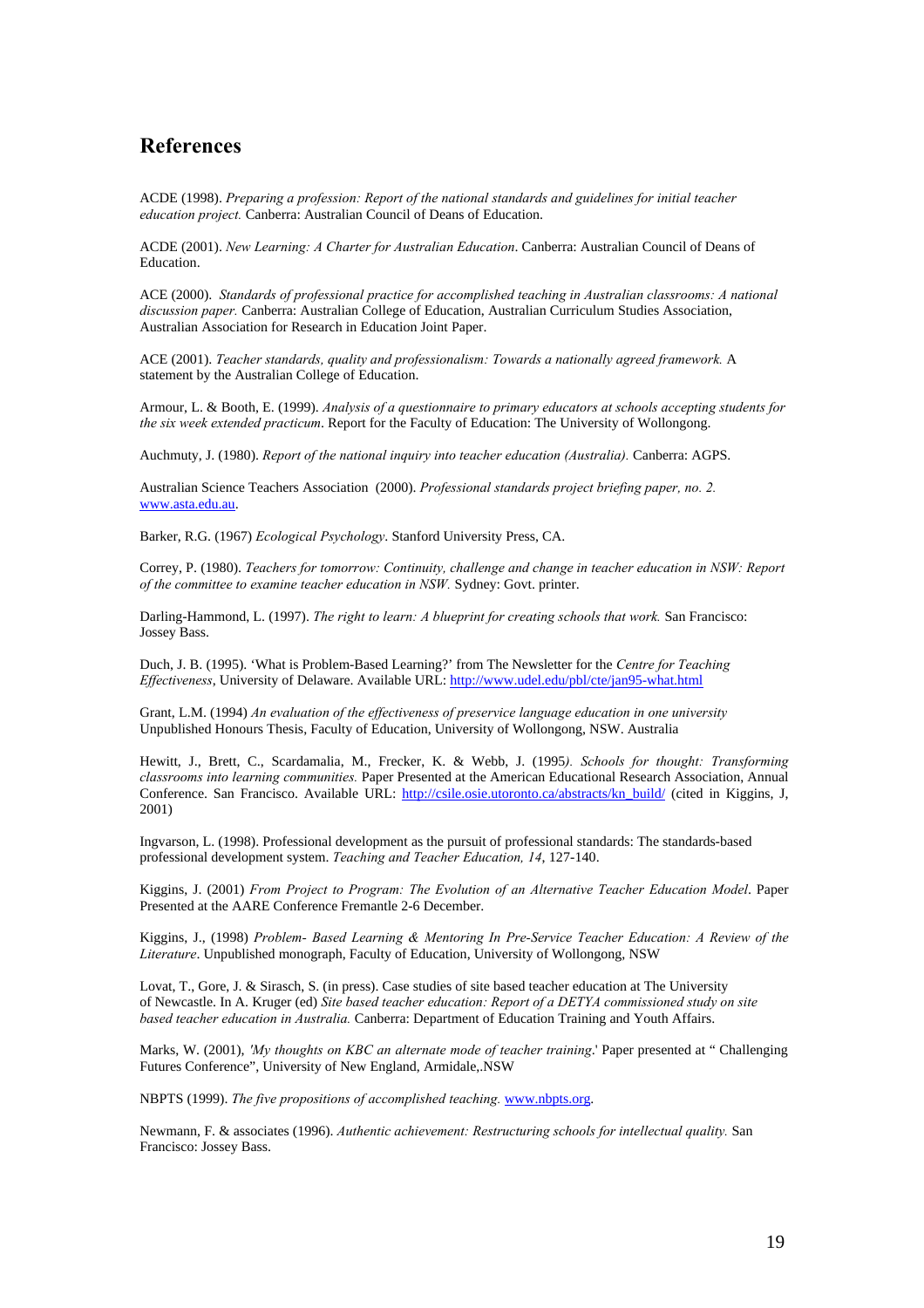## References

ACDE (1998). *Preparing a profession: Report of the national standards and guidelines for initial teacher education project.* Canberra: Australian Council of Deans of Education.

ACDE (2001). *New Learning: A Charter for Australian Education*. Canberra: Australian Council of Deans of Education.

ACE (2000). *Standards of professional practice for accomplished teaching in Australian classrooms: A national discussion paper.* Canberra: Australian College of Education, Australian Curriculum Studies Association, Australian Association for Research in Education Joint Paper.

ACE (2001). *Teacher standards, quality and professionalism: Towards a nationally agreed framework.* A statement by the Australian College of Education.

Armour, L. & Booth, E. (1999). *Analysis of a questionnaire to primary educators at schools accepting students for the six week extended practicum*. Report for the Faculty of Education: The University of Wollongong.

Auchmuty, J. (1980). *Report of the national inquiry into teacher education (Australia).* Canberra: AGPS.

Australian Science Teachers Association (2000). *Professional standards project briefing paper, no. 2.* www.asta.edu.au.

Barker, R.G. (1967) *Ecological Psychology*. Stanford University Press, CA.

Correy, P. (1980). *Teachers for tomorrow: Continuity, challenge and change in teacher education in NSW: Report of the committee to examine teacher education in NSW.* Sydney: Govt. printer.

Darling-Hammond, L. (1997). *The right to learn: A blueprint for creating schools that work.* San Francisco: Jossey Bass.

Duch, J. B. (1995). 'What is Problem-Based Learning?' from The Newsletter for the *Centre for Teaching Effectiveness*, University of Delaware. Available URL: http://www.udel.edu/pbl/cte/jan95-what.html

Grant, L.M. (1994) *An evaluation of the effectiveness of preservice language education in one university* Unpublished Honours Thesis, Faculty of Education, University of Wollongong, NSW. Australia

Hewitt, J., Brett, C., Scardamalia, M., Frecker, K. & Webb, J. (1995). *Schools for thought: Transforming classrooms into learning communities.* Paper Presented at the American Educational Research Association, Annual Conference. San Francisco. Available URL: http://csile.osie.utoronto.ca/abstracts/kn_build/ (cited in Kiggins, J, 2001)

Ingvarson, L. (1998). Professional development as the pursuit of professional standards: The standards-based professional development system. *Teaching and Teacher Education, 14*, 127-140.

Kiggins, J. (2001) *From Project to Program: The Evolution of an Alternative Teacher Education Model*. Paper Presented at the AARE Conference Fremantle 2-6 December.

Kiggins, J., (1998) *Problem- Based Learning & Mentoring In Pre-Service Teacher Education: A Review of the Literature*. Unpublished monograph, Faculty of Education, University of Wollongong, NSW

Lovat, T., Gore, J. & Sirasch, S. (in press). Case studies of site based teacher education at The University of Newcastle. In A. Kruger (ed) *Site based teacher education: Report of a DETYA commissioned study on site based teacher education in Australia.* Canberra: Department of Education Training and Youth Affairs.

Marks, W. (2001), *'My thoughts on KBC an alternate mode of teacher training*.' Paper presented at " Challenging Futures Conference", University of New England, Armidale,.NSW

NBPTS (1999). *The five propositions of accomplished teaching.* www.nbpts.org.

Newmann, F. & associates (1996). *Authentic achievement: Restructuring schools for intellectual quality.* San Francisco: Jossey Bass.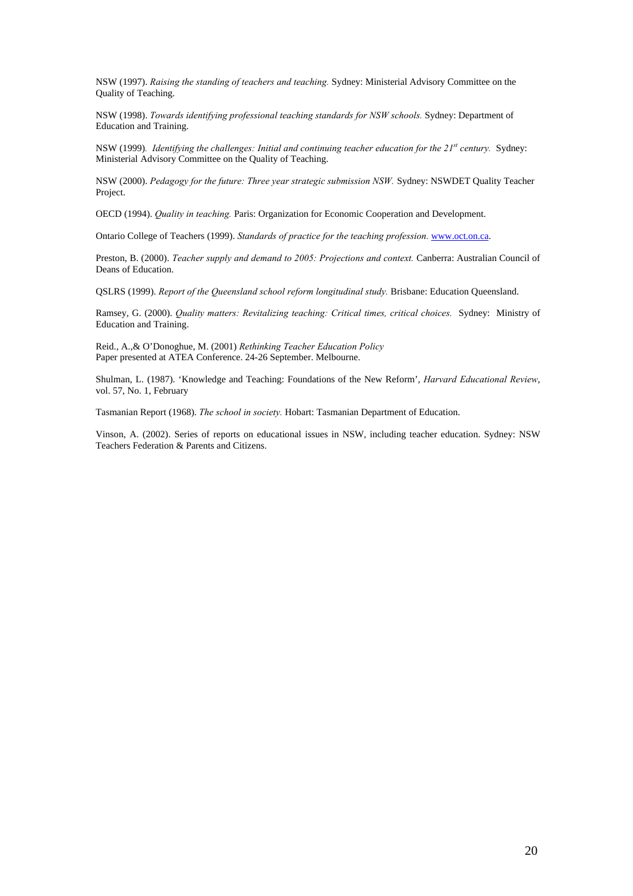NSW (1997). *Raising the standing of teachers and teaching.* Sydney: Ministerial Advisory Committee on the Quality of Teaching.

NSW (1998). *Towards identifying professional teaching standards for NSW schools.* Sydney: Department of Education and Training.

NSW (1999). *Identifying the challenges: Initial and continuing teacher education for the 21st century.* Sydney: Ministerial Advisory Committee on the Quality of Teaching.

NSW (2000). *Pedagogy for the future: Three year strategic submission NSW.* Sydney: NSWDET Quality Teacher Project.

OECD (1994). *Quality in teaching.* Paris: Organization for Economic Cooperation and Development.

Ontario College of Teachers (1999). *Standards of practice for the teaching profession.* www.oct.on.ca.

Preston, B. (2000). *Teacher supply and demand to 2005: Projections and context.* Canberra: Australian Council of Deans of Education.

QSLRS (1999). *Report of the Queensland school reform longitudinal study.* Brisbane: Education Queensland.

Ramsey, G. (2000). *Quality matters: Revitalizing teaching: Critical times, critical choices.* Sydney: Ministry of Education and Training.

Reid., A.,& O'Donoghue, M. (2001) *Rethinking Teacher Education Policy*
Paper presented at ATEA Conference. 24-26 September. Melbourne.

Shulman, L. (1987). 'Knowledge and Teaching: Foundations of the New Reform', *Harvard Educational Review*, vol. 57, No. 1, February

Tasmanian Report (1968). *The school in society.* Hobart: Tasmanian Department of Education.

Vinson, A. (2002). Series of reports on educational issues in NSW, including teacher education. Sydney: NSW Teachers Federation & Parents and Citizens.